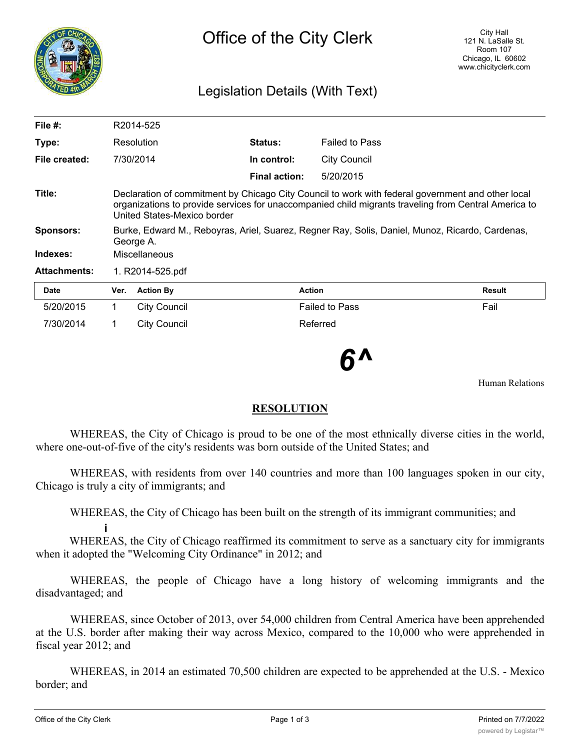# Office of the City Clerk

City Hall
121 N. LaSalle St.
Room 107
Chicago, IL 60602
www.chicityclerk.com

## Legislation Details (With Text)

| | | | |
|---|---|---|---|
| **File #:** | R2014-525 | | |
| **Type:** | Resolution | **Status:** | Failed to Pass |
| **File created:** | 7/30/2014 | **In control:** | City Council |
| | | **Final action:** | 5/20/2015 |

**Title:** Declaration of commitment by Chicago City Council to work with federal government and other local organizations to provide services for unaccompanied child migrants traveling from Central America to United States-Mexico border

**Sponsors:** Burke, Edward M., Reboyras, Ariel, Suarez, Regner Ray, Solis, Daniel, Munoz, Ricardo, Cardenas, George A.

**Indexes:** Miscellaneous

**Attachments:** 1. R2014-525.pdf

| Date | Ver. | Action By | Action | Result |
|---|---|---|---|---|
| 5/20/2015 | 1 | City Council | Failed to Pass | Fail |
| 7/30/2014 | 1 | City Council | Referred | |

**6^**

Human Relations

## RESOLUTION

WHEREAS, the City of Chicago is proud to be one of the most ethnically diverse cities in the world, where one-out-of-five of the city's residents was born outside of the United States; and

WHEREAS, with residents from over 140 countries and more than 100 languages spoken in our city, Chicago is truly a city of immigrants; and

WHEREAS, the City of Chicago has been built on the strength of its immigrant communities; and

WHEREAS, the City of Chicago reaffirmed its commitment to serve as a sanctuary city for immigrants when it adopted the "Welcoming City Ordinance" in 2012; and

WHEREAS, the people of Chicago have a long history of welcoming immigrants and the disadvantaged; and

WHEREAS, since October of 2013, over 54,000 children from Central America have been apprehended at the U.S. border after making their way across Mexico, compared to the 10,000 who were apprehended in fiscal year 2012; and

WHEREAS, in 2014 an estimated 70,500 children are expected to be apprehended at the U.S. - Mexico border; and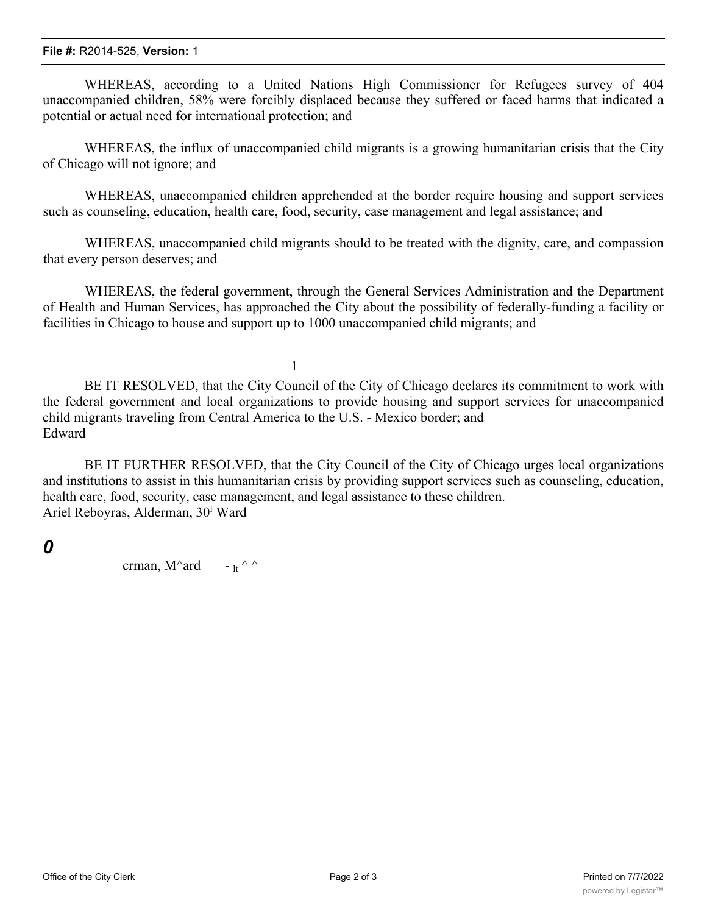WHEREAS, according to a United Nations High Commissioner for Refugees survey of 404 unaccompanied children, 58% were forcibly displaced because they suffered or faced harms that indicated a potential or actual need for international protection; and

WHEREAS, the influx of unaccompanied child migrants is a growing humanitarian crisis that the City of Chicago will not ignore; and

WHEREAS, unaccompanied children apprehended at the border require housing and support services such as counseling, education, health care, food, security, case management and legal assistance; and

WHEREAS, unaccompanied child migrants should to be treated with the dignity, care, and compassion that every person deserves; and

WHEREAS, the federal government, through the General Services Administration and the Department of Health and Human Services, has approached the City about the possibility of federally-funding a facility or facilities in Chicago to house and support up to 1000 unaccompanied child migrants; and

1

BE IT RESOLVED, that the City Council of the City of Chicago declares its commitment to work with the federal government and local organizations to provide housing and support services for unaccompanied child migrants traveling from Central America to the U.S. - Mexico border; and
Edward

BE IT FURTHER RESOLVED, that the City Council of the City of Chicago urges local organizations and institutions to assist in this humanitarian crisis by providing support services such as counseling, education, health care, food, security, case management, and legal assistance to these children.
Ariel Reboyras, Alderman, 30[l] Ward

***0***

crman, M^ard - lt ^ ^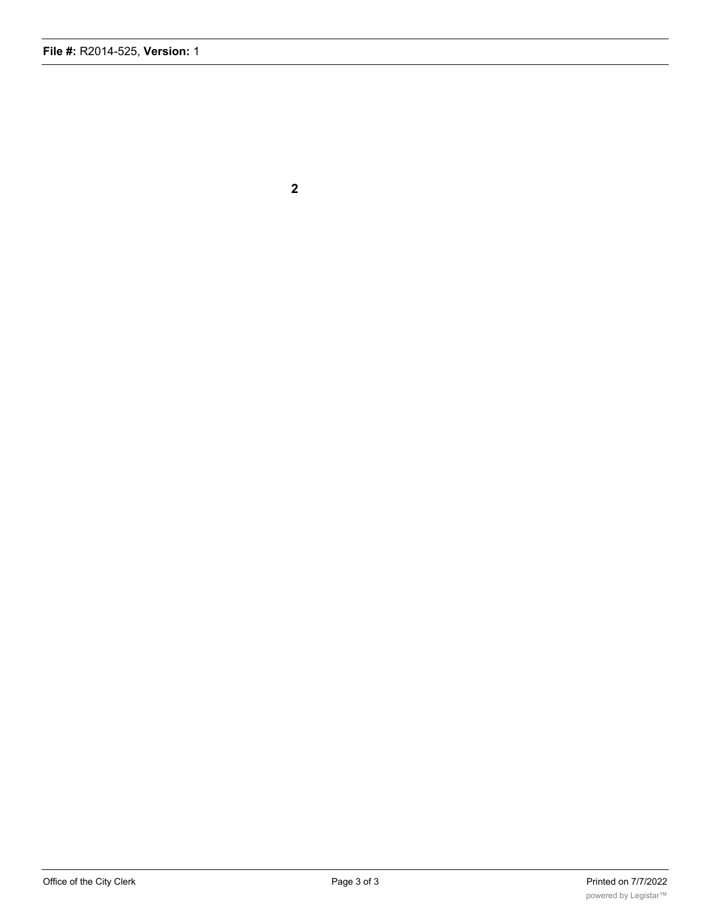**2**